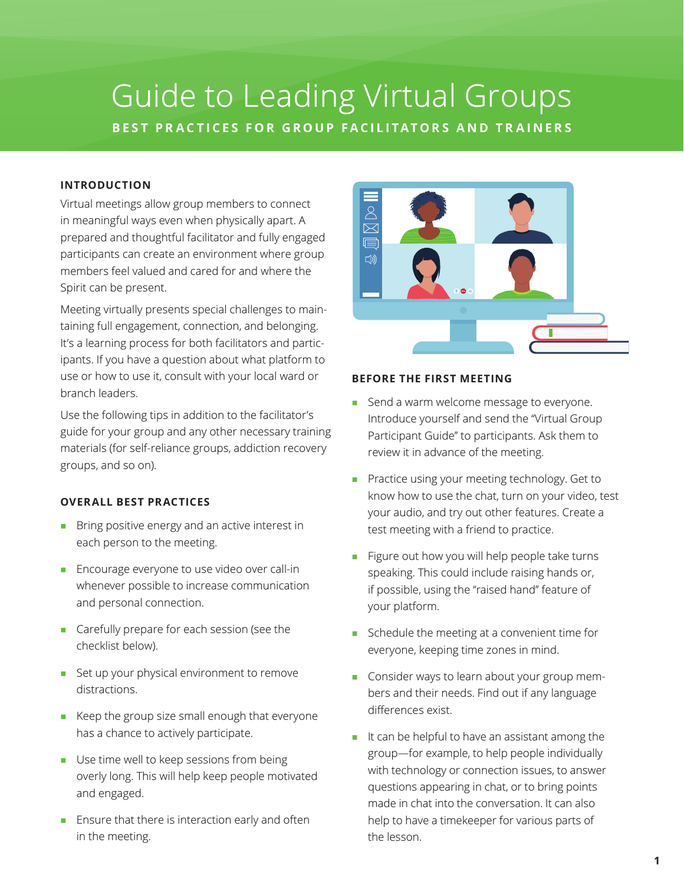# Guide to Leading Virtual Groups

**BEST PRACTICES FOR GROUP FACILITATORS AND TRAINERS**

## INTRODUCTION

Virtual meetings allow group members to connect in meaningful ways even when physically apart. A prepared and thoughtful facilitator and fully engaged participants can create an environment where group members feel valued and cared for and where the Spirit can be present.

Meeting virtually presents special challenges to maintaining full engagement, connection, and belonging. It's a learning process for both facilitators and participants. If you have a question about what platform to use or how to use it, consult with your local ward or branch leaders.

Use the following tips in addition to the facilitator's guide for your group and any other necessary training materials (for self-reliance groups, addiction recovery groups, and so on).

## OVERALL BEST PRACTICES

- Bring positive energy and an active interest in each person to the meeting.
- Encourage everyone to use video over call-in whenever possible to increase communication and personal connection.
- Carefully prepare for each session (see the checklist below).
- Set up your physical environment to remove distractions.
- Keep the group size small enough that everyone has a chance to actively participate.
- Use time well to keep sessions from being overly long. This will help keep people motivated and engaged.
- Ensure that there is interaction early and often in the meeting.

## BEFORE THE FIRST MEETING

- Send a warm welcome message to everyone. Introduce yourself and send the "Virtual Group Participant Guide" to participants. Ask them to review it in advance of the meeting.
- Practice using your meeting technology. Get to know how to use the chat, turn on your video, test your audio, and try out other features. Create a test meeting with a friend to practice.
- Figure out how you will help people take turns speaking. This could include raising hands or, if possible, using the "raised hand" feature of your platform.
- Schedule the meeting at a convenient time for everyone, keeping time zones in mind.
- Consider ways to learn about your group members and their needs. Find out if any language differences exist.
- It can be helpful to have an assistant among the group—for example, to help people individually with technology or connection issues, to answer questions appearing in chat, or to bring points made in chat into the conversation. It can also help to have a timekeeper for various parts of the lesson.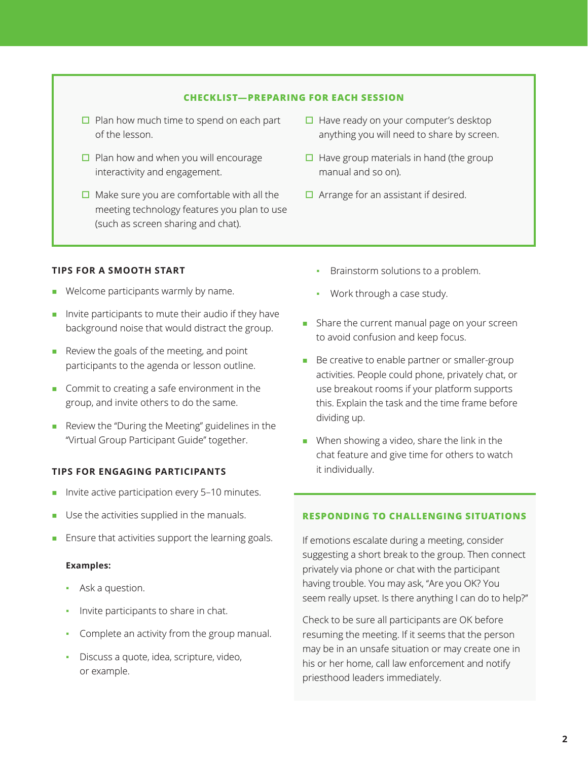## CHECKLIST—PREPARING FOR EACH SESSION

- ☐ Plan how much time to spend on each part of the lesson.
- ☐ Plan how and when you will encourage interactivity and engagement.
- ☐ Make sure you are comfortable with all the meeting technology features you plan to use (such as screen sharing and chat).
- ☐ Have ready on your computer's desktop anything you will need to share by screen.
- ☐ Have group materials in hand (the group manual and so on).
- ☐ Arrange for an assistant if desired.

### TIPS FOR A SMOOTH START

- Welcome participants warmly by name.
- Invite participants to mute their audio if they have background noise that would distract the group.
- Review the goals of the meeting, and point participants to the agenda or lesson outline.
- Commit to creating a safe environment in the group, and invite others to do the same.
- Review the "During the Meeting" guidelines in the "Virtual Group Participant Guide" together.

### TIPS FOR ENGAGING PARTICIPANTS

- Invite active participation every 5–10 minutes.
- Use the activities supplied in the manuals.
- Ensure that activities support the learning goals.

  **Examples:**

  - Ask a question.
  - Invite participants to share in chat.
  - Complete an activity from the group manual.
  - Discuss a quote, idea, scripture, video, or example.
  - Brainstorm solutions to a problem.
  - Work through a case study.
- Share the current manual page on your screen to avoid confusion and keep focus.
- Be creative to enable partner or smaller-group activities. People could phone, privately chat, or use breakout rooms if your platform supports this. Explain the task and the time frame before dividing up.
- When showing a video, share the link in the chat feature and give time for others to watch it individually.

### RESPONDING TO CHALLENGING SITUATIONS

If emotions escalate during a meeting, consider suggesting a short break to the group. Then connect privately via phone or chat with the participant having trouble. You may ask, "Are you OK? You seem really upset. Is there anything I can do to help?"

Check to be sure all participants are OK before resuming the meeting. If it seems that the person may be in an unsafe situation or may create one in his or her home, call law enforcement and notify priesthood leaders immediately.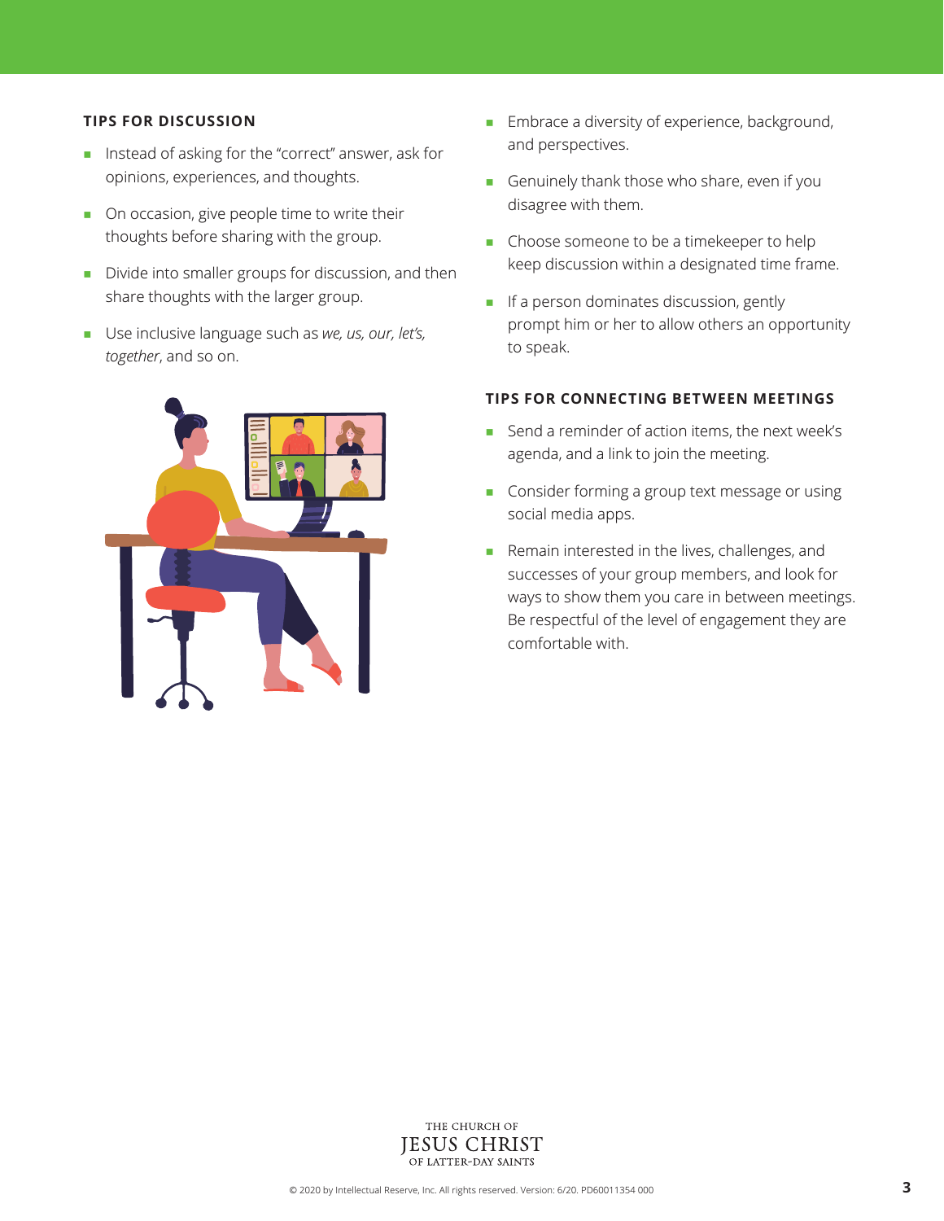### TIPS FOR DISCUSSION

- Instead of asking for the "correct" answer, ask for opinions, experiences, and thoughts.
- On occasion, give people time to write their thoughts before sharing with the group.
- Divide into smaller groups for discussion, and then share thoughts with the larger group.
- Use inclusive language such as *we, us, our, let's, together*, and so on.
- Embrace a diversity of experience, background, and perspectives.
- Genuinely thank those who share, even if you disagree with them.
- Choose someone to be a timekeeper to help keep discussion within a designated time frame.
- If a person dominates discussion, gently prompt him or her to allow others an opportunity to speak.

### TIPS FOR CONNECTING BETWEEN MEETINGS

- Send a reminder of action items, the next week's agenda, and a link to join the meeting.
- Consider forming a group text message or using social media apps.
- Remain interested in the lives, challenges, and successes of your group members, and look for ways to show them you care in between meetings. Be respectful of the level of engagement they are comfortable with.

THE CHURCH OF JESUS CHRIST OF LATTER-DAY SAINTS

© 2020 by Intellectual Reserve, Inc. All rights reserved. Version: 6/20. PD60011354 000